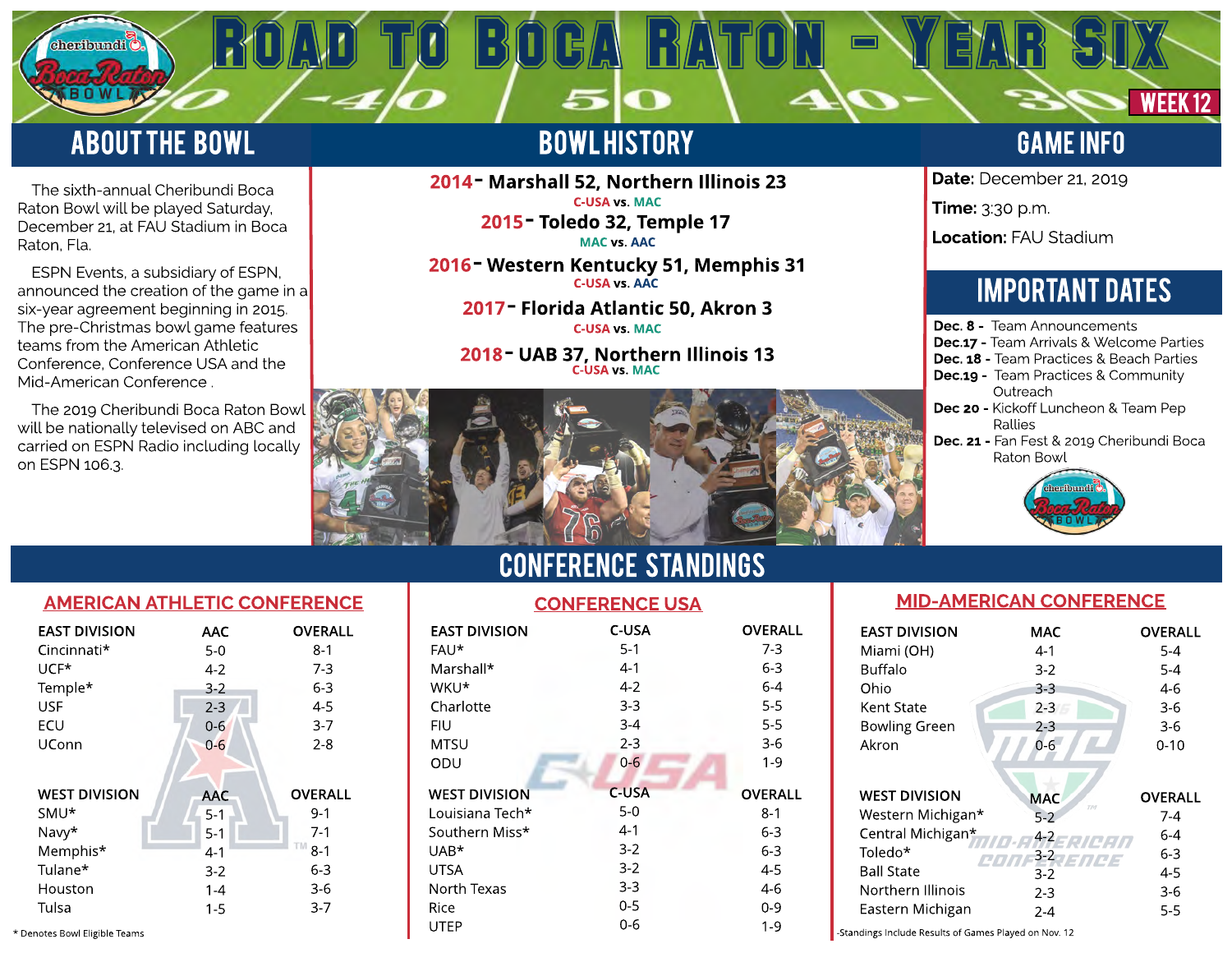# ROAD TO BOCA RATON - YEAR SIX

WEEK 12

## ABOUT THE BOWL

The sixth-annual Cheribundi Boca Raton Bowl will be played Saturday, December 21, at FAU Stadium in Boca Raton, Fla.

ESPN Events, a subsidiary of ESPN, announced the creation of the game in a six-year agreement beginning in 2015. The pre-Christmas bowl game features teams from the American Athletic Conference, Conference USA and the Mid-American Conference .

The 2019 Cheribundi Boca Raton Bowl will be nationally televised on ABC and carried on ESPN Radio including locally on ESPN 106.3.

## BOWL HISTORY

**2014 - Marshall 52, Northern Illinois 23**
C-USA vs. MAC

**2015 - Toledo 32, Temple 17**
MAC vs. AAC

**2016 - Western Kentucky 51, Memphis 31**
C-USA vs. AAC

**2017 - Florida Atlantic 50, Akron 3**
C-USA vs. MAC

**2018 - UAB 37, Northern Illinois 13**
C-USA vs. MAC

## GAME INFO

**Date:** December 21, 2019

**Time:** 3:30 p.m.

**Location:** FAU Stadium

## IMPORTANT DATES

- **Dec. 8 -** Team Announcements
- **Dec.17 -** Team Arrivals & Welcome Parties
- **Dec. 18 -** Team Practices & Beach Parties
- **Dec.19 -** Team Practices & Community Outreach
- **Dec 20 -** Kickoff Luncheon & Team Pep Rallies
- **Dec. 21 -** Fan Fest & 2019 Cheribundi Boca Raton Bowl

## CONFERENCE STANDINGS

### AMERICAN ATHLETIC CONFERENCE

| EAST DIVISION | AAC | OVERALL |
|---|---|---|
| Cincinnati* | 5-0 | 8-1 |
| UCF* | 4-2 | 7-3 |
| Temple* | 3-2 | 6-3 |
| USF | 2-3 | 4-5 |
| ECU | 0-6 | 3-7 |
| UConn | 0-6 | 2-8 |

| WEST DIVISION | AAC | OVERALL |
|---|---|---|
| SMU* | 5-1 | 9-1 |
| Navy* | 5-1 | 7-1 |
| Memphis* | 4-1 | 8-1 |
| Tulane* | 3-2 | 6-3 |
| Houston | 1-4 | 3-6 |
| Tulsa | 1-5 | 3-7 |

### CONFERENCE USA

| EAST DIVISION | C-USA | OVERALL |
|---|---|---|
| FAU* | 5-1 | 7-3 |
| Marshall* | 4-1 | 6-3 |
| WKU* | 4-2 | 6-4 |
| Charlotte | 3-3 | 5-5 |
| FIU | 3-4 | 5-5 |
| MTSU | 2-3 | 3-6 |
| ODU | 0-6 | 1-9 |

| WEST DIVISION | C-USA | OVERALL |
|---|---|---|
| Louisiana Tech* | 5-0 | 8-1 |
| Southern Miss* | 4-1 | 6-3 |
| UAB* | 3-2 | 6-3 |
| UTSA | 3-2 | 4-5 |
| North Texas | 3-3 | 4-6 |
| Rice | 0-5 | 0-9 |
| UTEP | 0-6 | 1-9 |

### MID-AMERICAN CONFERENCE

| EAST DIVISION | MAC | OVERALL |
|---|---|---|
| Miami (OH) | 4-1 | 5-4 |
| Buffalo | 3-2 | 5-4 |
| Ohio | 3-3 | 4-6 |
| Kent State | 2-3 | 3-6 |
| Bowling Green | 2-3 | 3-6 |
| Akron | 0-6 | 0-10 |

| WEST DIVISION | MAC | OVERALL |
|---|---|---|
| Western Michigan* | 5-2 | 7-4 |
| Central Michigan* | 4-2 | 6-4 |
| Toledo* | 3-2 | 6-3 |
| Ball State | 3-2 | 4-5 |
| Northern Illinois | 2-3 | 3-6 |
| Eastern Michigan | 2-4 | 5-5 |

\* Denotes Bowl Eligible Teams

-Standings Include Results of Games Played on Nov. 12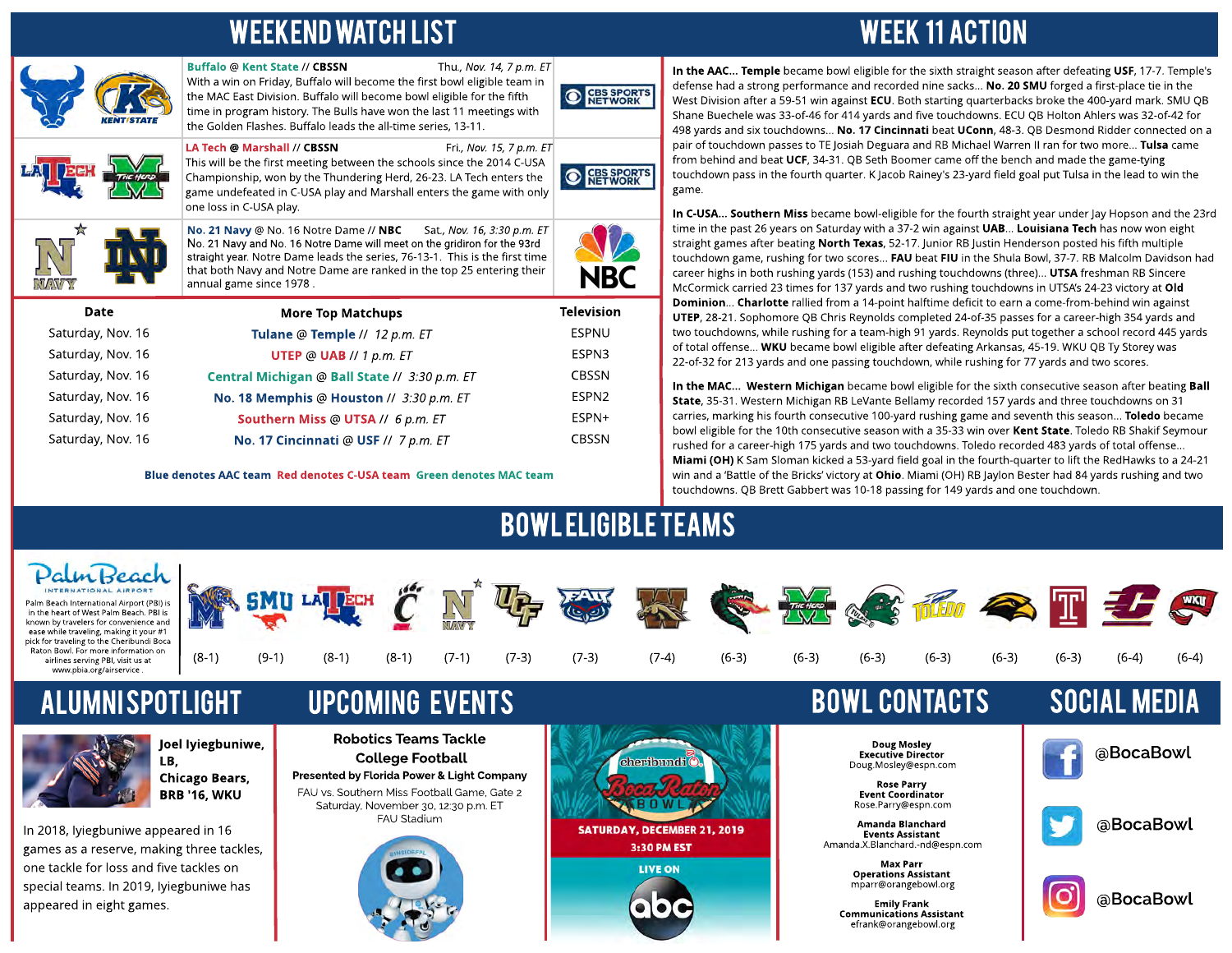## WEEKEND WATCH LIST

**Buffalo @ Kent State // CBSSN** — Thu., Nov. 14, 7 p.m. ET

With a win on Friday, Buffalo will become the first bowl eligible team in the MAC East Division. Buffalo will become bowl eligible for the fifth time in program history. The Bulls have won the last 11 meetings with the Golden Flashes. Buffalo leads the all-time series, 13-11.

**LA Tech @ Marshall // CBSSN** — Fri., Nov. 15, 7 p.m. ET

This will be the first meeting between the schools since the 2014 C-USA Championship, won by the Thundering Herd, 26-23. LA Tech enters the game undefeated in C-USA play and Marshall enters the game with only one loss in C-USA play.

**No. 21 Navy @ No. 16 Notre Dame // NBC** — Sat., Nov. 16, 3:30 p.m. ET

No. 21 Navy and No. 16 Notre Dame will meet on the gridiron for the 93rd straight year. Notre Dame leads the series, 76-13-1. This is the first time that both Navy and Notre Dame are ranked in the top 25 entering their annual game since 1978 .

| Date | More Top Matchups | Television |
|---|---|---|
| Saturday, Nov. 16 | Tulane @ Temple // 12 p.m. ET | ESPNU |
| Saturday, Nov. 16 | UTEP @ UAB // 1 p.m. ET | ESPN3 |
| Saturday, Nov. 16 | Central Michigan @ Ball State // 3:30 p.m. ET | CBSSN |
| Saturday, Nov. 16 | No. 18 Memphis @ Houston // 3:30 p.m. ET | ESPN2 |
| Saturday, Nov. 16 | Southern Miss @ UTSA // 6 p.m. ET | ESPN+ |
| Saturday, Nov. 16 | No. 17 Cincinnati @ USF // 7 p.m. ET | CBSSN |

Blue denotes AAC team Red denotes C-USA team Green denotes MAC team

## WEEK 11 ACTION

**In the AAC... Temple** became bowl eligible for the sixth straight season after defeating **USF**, 17-7. Temple's defense had a strong performance and recorded nine sacks... **No. 20 SMU** forged a first-place tie in the West Division after a 59-51 win against **ECU**. Both starting quarterbacks broke the 400-yard mark. SMU QB Shane Buechele was 33-of-46 for 414 yards and five touchdowns. ECU QB Holton Ahlers was 32-of-42 for 498 yards and six touchdowns... **No. 17 Cincinnati** beat **UConn**, 48-3. QB Desmond Ridder connected on a pair of touchdown passes to TE Josiah Deguara and RB Michael Warren II ran for two more... **Tulsa** came from behind and beat **UCF**, 34-31. QB Seth Boomer came off the bench and made the game-tying touchdown pass in the fourth quarter. K Jacob Rainey's 23-yard field goal put Tulsa in the lead to win the game.

**In C-USA... Southern Miss** became bowl-eligible for the fourth straight year under Jay Hopson and the 23rd time in the past 26 years on Saturday with a 37-2 win against **UAB**... **Louisiana Tech** has now won eight straight games after beating **North Texas**, 52-17. Junior RB Justin Henderson posted his fifth multiple touchdown game, rushing for two scores... **FAU** beat **FIU** in the Shula Bowl, 37-7. RB Malcolm Davidson had career highs in both rushing yards (153) and rushing touchdowns (three)... **UTSA** freshman RB Sincere McCormick carried 23 times for 137 yards and two rushing touchdowns in UTSA's 24-23 victory at **Old Dominion**... **Charlotte** rallied from a 14-point halftime deficit to earn a come-from-behind win against **UTEP**, 28-21. Sophomore QB Chris Reynolds completed 24-of-35 passes for a career-high 354 yards and two touchdowns, while rushing for a team-high 91 yards. Reynolds put together a school record 445 yards of total offense... **WKU** became bowl eligible after defeating Arkansas, 45-19. WKU QB Ty Storey was 22-of-32 for 213 yards and one passing touchdown, while rushing for 77 yards and two scores.

**In the MAC... Western Michigan** became bowl eligible for the sixth consecutive season after beating **Ball State**, 35-31. Western Michigan RB LeVante Bellamy recorded 157 yards and three touchdowns on 31 carries, marking his fourth consecutive 100-yard rushing game and seventh this season... **Toledo** became bowl eligible for the 10th consecutive season with a 35-33 win over **Kent State**. Toledo RB Shakif Seymour rushed for a career-high 175 yards and two touchdowns. Toledo recorded 483 yards of total offense... **Miami (OH)** K Sam Sloman kicked a 53-yard field goal in the fourth-quarter to lift the RedHawks to a 24-21 win and a 'Battle of the Bricks' victory at **Ohio**. Miami (OH) RB Jaylon Bester had 84 yards rushing and two touchdowns. QB Brett Gabbert was 10-18 passing for 149 yards and one touchdown.

## BOWL ELIGIBLE TEAMS

Palm Beach International Airport (PBI) is in the heart of West Palm Beach. PBI is known by travelers for convenience and ease while traveling, making it your #1 pick for traveling to the Cheribundi Boca Raton Bowl. For more information on airlines serving PBI, visit us at www.pbia.org/airservice .

(8-1) (9-1) (8-1) (8-1) (7-1) (7-3) (7-3) (7-4) (6-3) (6-3) (6-3) (6-3) (6-3) (6-3) (6-4) (6-4)

## ALUMNI SPOTLIGHT

**Joel Iyiegbuniwe, LB, Chicago Bears, BRB '16, WKU**

In 2018, Iyiegbuniwe appeared in 16 games as a reserve, making three tackles, one tackle for loss and five tackles on special teams. In 2019, Iyiegbuniwe has appeared in eight games.

## UPCOMING EVENTS

**Robotics Teams Tackle College Football**

**Presented by Florida Power & Light Company**

FAU vs. Southern Miss Football Game, Gate 2
Saturday, November 30, 12:30 p.m. ET
FAU Stadium

cheribundi Boca Raton Bowl

SATURDAY, DECEMBER 21, 2019
3:30 PM EST
LIVE ON abc

## BOWL CONTACTS

**Doug Mosley**
**Executive Director**
Doug.Mosley@espn.com

**Rose Parry**
**Event Coordinator**
Rose.Parry@espn.com

**Amanda Blanchard**
**Events Assistant**
Amanda.X.Blanchard.-nd@espn.com

**Max Parr**
**Operations Assistant**
mparr@orangebowl.org

**Emily Frank**
**Communications Assistant**
efrank@orangebowl.org

## SOCIAL MEDIA

@BocaBowl

@BocaBowl

@BocaBowl